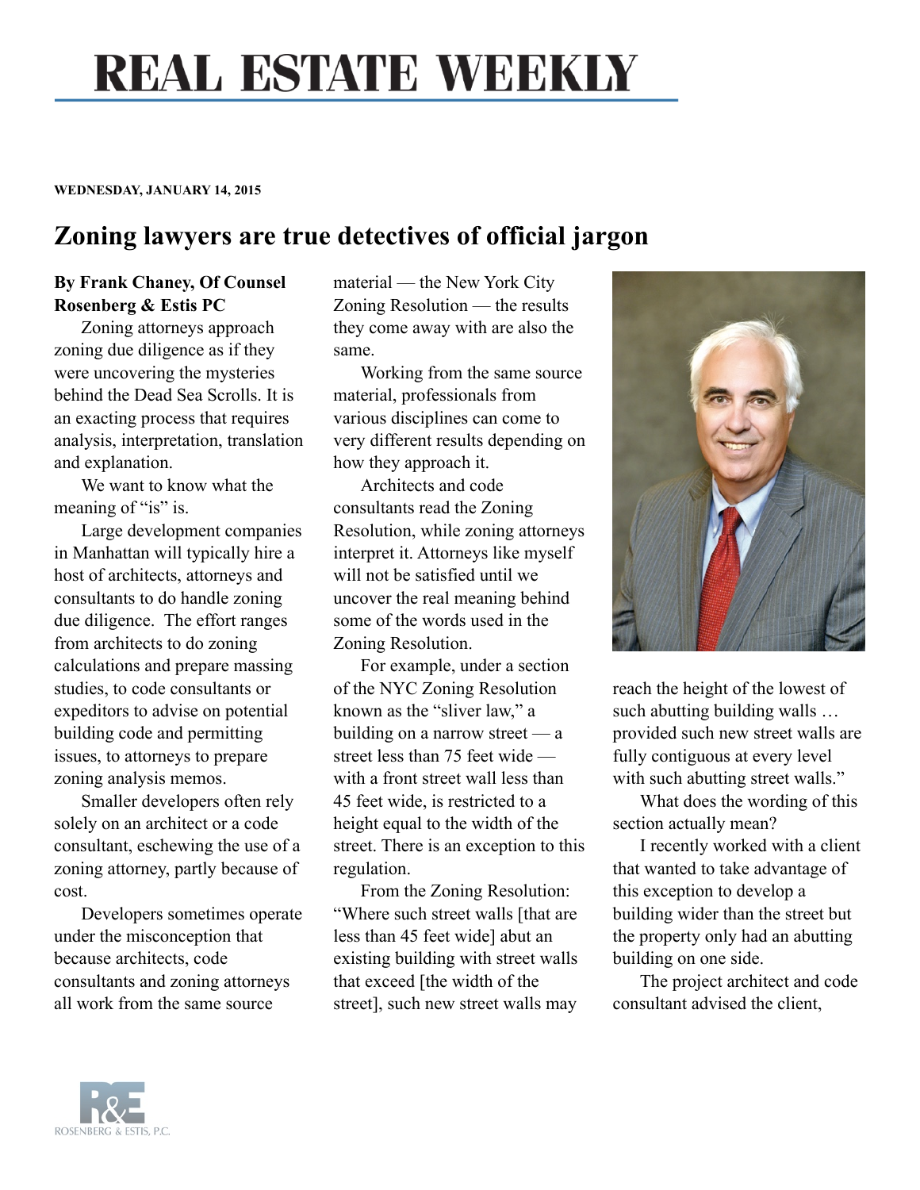# REAL ESTATE WEEKLY

**WEDNESDAY, JANUARY 14, 2015**

## Zoning lawyers are true detectives of official jargon

**By Frank Chaney, Of Counsel Rosenberg & Estis PC**

Zoning attorneys approach zoning due diligence as if they were uncovering the mysteries behind the Dead Sea Scrolls. It is an exacting process that requires analysis, interpretation, translation and explanation.

We want to know what the meaning of "is" is.

Large development companies in Manhattan will typically hire a host of architects, attorneys and consultants to do handle zoning due diligence. The effort ranges from architects to do zoning calculations and prepare massing studies, to code consultants or expeditors to advise on potential building code and permitting issues, to attorneys to prepare zoning analysis memos.

Smaller developers often rely solely on an architect or a code consultant, eschewing the use of a zoning attorney, partly because of cost.

Developers sometimes operate under the misconception that because architects, code consultants and zoning attorneys all work from the same source material — the New York City Zoning Resolution — the results they come away with are also the same.

Working from the same source material, professionals from various disciplines can come to very different results depending on how they approach it.

Architects and code consultants read the Zoning Resolution, while zoning attorneys interpret it. Attorneys like myself will not be satisfied until we uncover the real meaning behind some of the words used in the Zoning Resolution.

For example, under a section of the NYC Zoning Resolution known as the "sliver law," a building on a narrow street — a street less than 75 feet wide — with a front street wall less than 45 feet wide, is restricted to a height equal to the width of the street. There is an exception to this regulation.

From the Zoning Resolution: "Where such street walls [that are less than 45 feet wide] abut an existing building with street walls that exceed [the width of the street], such new street walls may reach the height of the lowest of such abutting building walls … provided such new street walls are fully contiguous at every level with such abutting street walls."

What does the wording of this section actually mean?

I recently worked with a client that wanted to take advantage of this exception to develop a building wider than the street but the property only had an abutting building on one side.

The project architect and code consultant advised the client,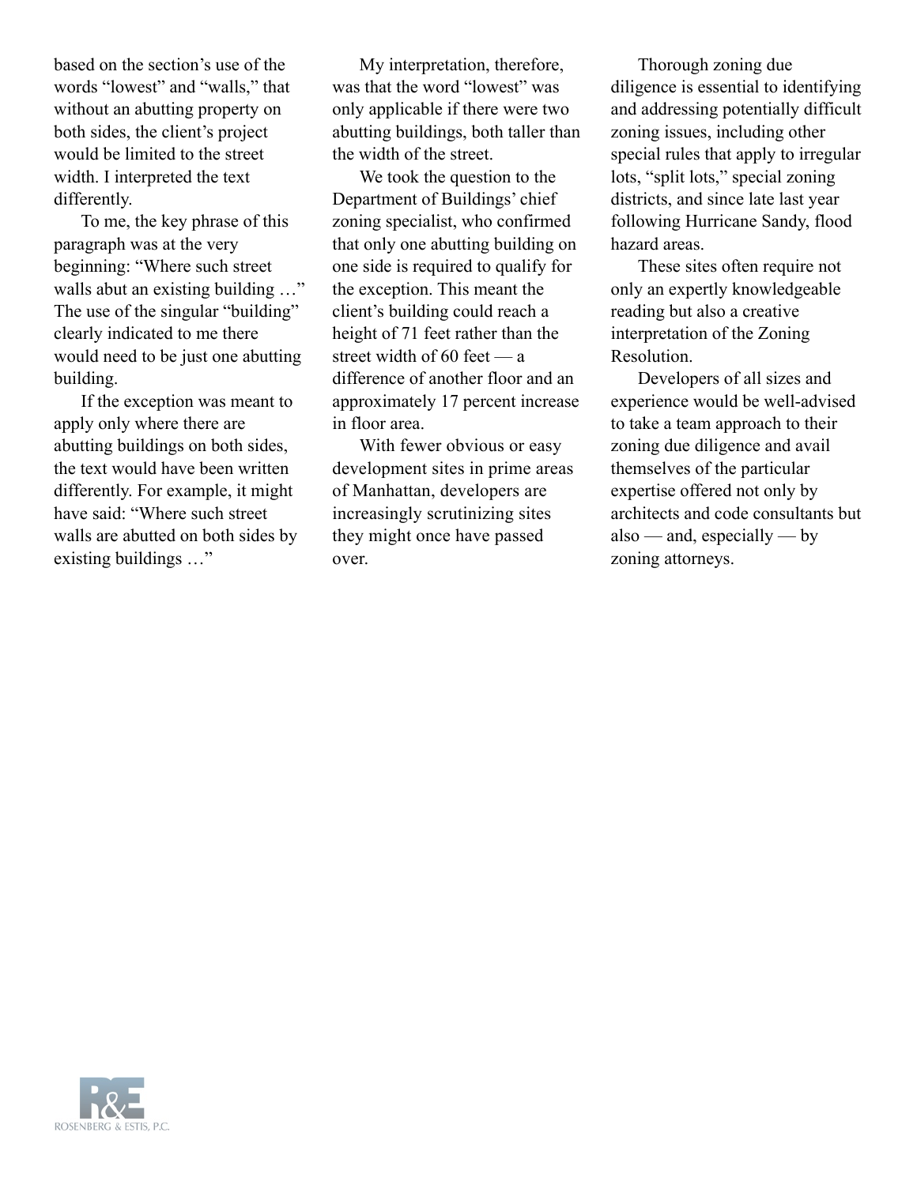based on the section's use of the words "lowest" and "walls," that without an abutting property on both sides, the client's project would be limited to the street width. I interpreted the text differently.

To me, the key phrase of this paragraph was at the very beginning: "Where such street walls abut an existing building …" The use of the singular "building" clearly indicated to me there would need to be just one abutting building.

If the exception was meant to apply only where there are abutting buildings on both sides, the text would have been written differently. For example, it might have said: "Where such street walls are abutted on both sides by existing buildings …"

My interpretation, therefore, was that the word "lowest" was only applicable if there were two abutting buildings, both taller than the width of the street.

We took the question to the Department of Buildings' chief zoning specialist, who confirmed that only one abutting building on one side is required to qualify for the exception. This meant the client's building could reach a height of 71 feet rather than the street width of 60 feet — a difference of another floor and an approximately 17 percent increase in floor area.

With fewer obvious or easy development sites in prime areas of Manhattan, developers are increasingly scrutinizing sites they might once have passed over.

Thorough zoning due diligence is essential to identifying and addressing potentially difficult zoning issues, including other special rules that apply to irregular lots, "split lots," special zoning districts, and since late last year following Hurricane Sandy, flood hazard areas.

These sites often require not only an expertly knowledgeable reading but also a creative interpretation of the Zoning Resolution.

Developers of all sizes and experience would be well-advised to take a team approach to their zoning due diligence and avail themselves of the particular expertise offered not only by architects and code consultants but also — and, especially — by zoning attorneys.

R&E
ROSENBERG & ESTIS, P.C.